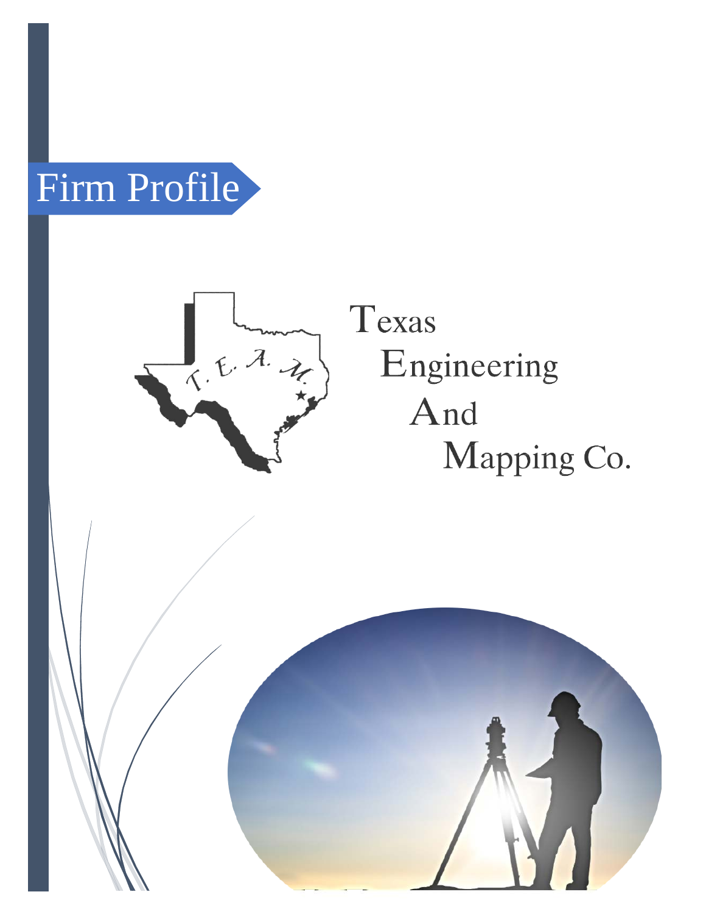# Firm Profile

Texas
Engineering
And
Mapping Co.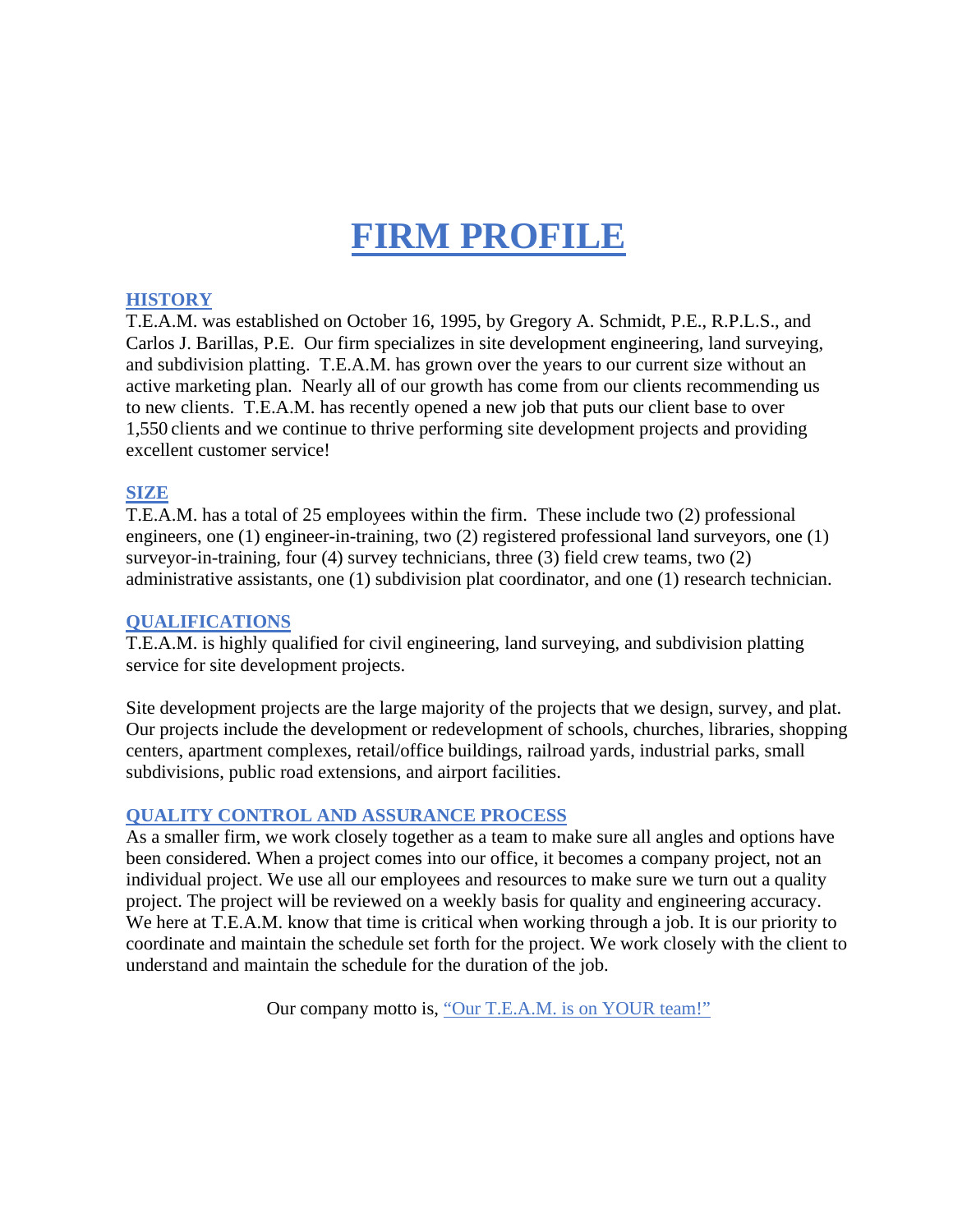# FIRM PROFILE

## HISTORY

T.E.A.M. was established on October 16, 1995, by Gregory A. Schmidt, P.E., R.P.L.S., and Carlos J. Barillas, P.E. Our firm specializes in site development engineering, land surveying, and subdivision platting. T.E.A.M. has grown over the years to our current size without an active marketing plan. Nearly all of our growth has come from our clients recommending us to new clients. T.E.A.M. has recently opened a new job that puts our client base to over 1,550 clients and we continue to thrive performing site development projects and providing excellent customer service!

## SIZE

T.E.A.M. has a total of 25 employees within the firm. These include two (2) professional engineers, one (1) engineer-in-training, two (2) registered professional land surveyors, one (1) surveyor-in-training, four (4) survey technicians, three (3) field crew teams, two (2) administrative assistants, one (1) subdivision plat coordinator, and one (1) research technician.

## QUALIFICATIONS

T.E.A.M. is highly qualified for civil engineering, land surveying, and subdivision platting service for site development projects.

Site development projects are the large majority of the projects that we design, survey, and plat. Our projects include the development or redevelopment of schools, churches, libraries, shopping centers, apartment complexes, retail/office buildings, railroad yards, industrial parks, small subdivisions, public road extensions, and airport facilities.

## QUALITY CONTROL AND ASSURANCE PROCESS

As a smaller firm, we work closely together as a team to make sure all angles and options have been considered. When a project comes into our office, it becomes a company project, not an individual project. We use all our employees and resources to make sure we turn out a quality project. The project will be reviewed on a weekly basis for quality and engineering accuracy. We here at T.E.A.M. know that time is critical when working through a job. It is our priority to coordinate and maintain the schedule set forth for the project. We work closely with the client to understand and maintain the schedule for the duration of the job.

Our company motto is, "Our T.E.A.M. is on YOUR team!"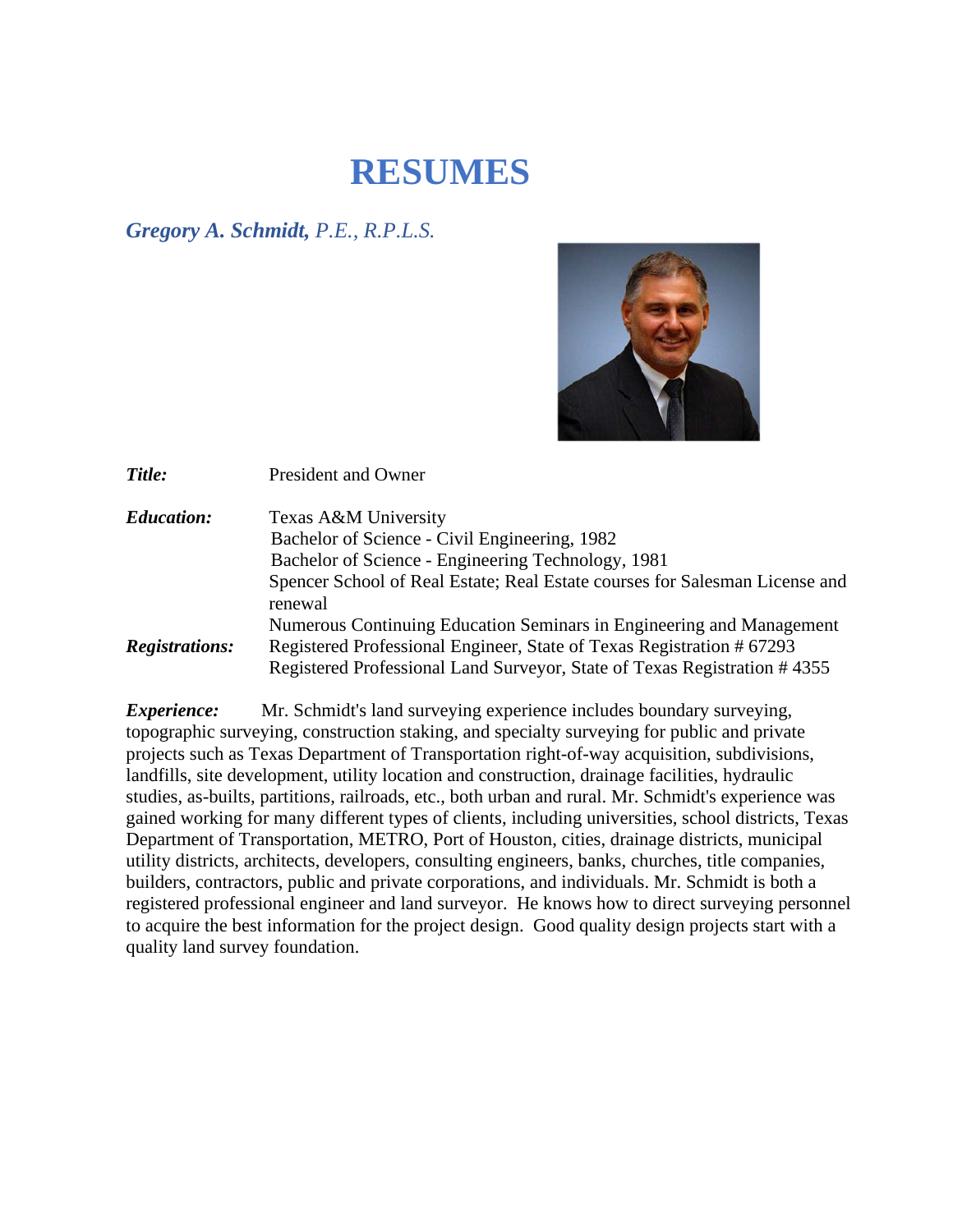# RESUMES

## *Gregory A. Schmidt, P.E., R.P.L.S.*

***Title:*** President and Owner

***Education:*** Texas A&M University
Bachelor of Science - Civil Engineering, 1982
Bachelor of Science - Engineering Technology, 1981
Spencer School of Real Estate; Real Estate courses for Salesman License and renewal
Numerous Continuing Education Seminars in Engineering and Management

***Registrations:*** Registered Professional Engineer, State of Texas Registration # 67293
Registered Professional Land Surveyor, State of Texas Registration # 4355

***Experience:*** Mr. Schmidt's land surveying experience includes boundary surveying, topographic surveying, construction staking, and specialty surveying for public and private projects such as Texas Department of Transportation right-of-way acquisition, subdivisions, landfills, site development, utility location and construction, drainage facilities, hydraulic studies, as-builts, partitions, railroads, etc., both urban and rural. Mr. Schmidt's experience was gained working for many different types of clients, including universities, school districts, Texas Department of Transportation, METRO, Port of Houston, cities, drainage districts, municipal utility districts, architects, developers, consulting engineers, banks, churches, title companies, builders, contractors, public and private corporations, and individuals. Mr. Schmidt is both a registered professional engineer and land surveyor. He knows how to direct surveying personnel to acquire the best information for the project design. Good quality design projects start with a quality land survey foundation.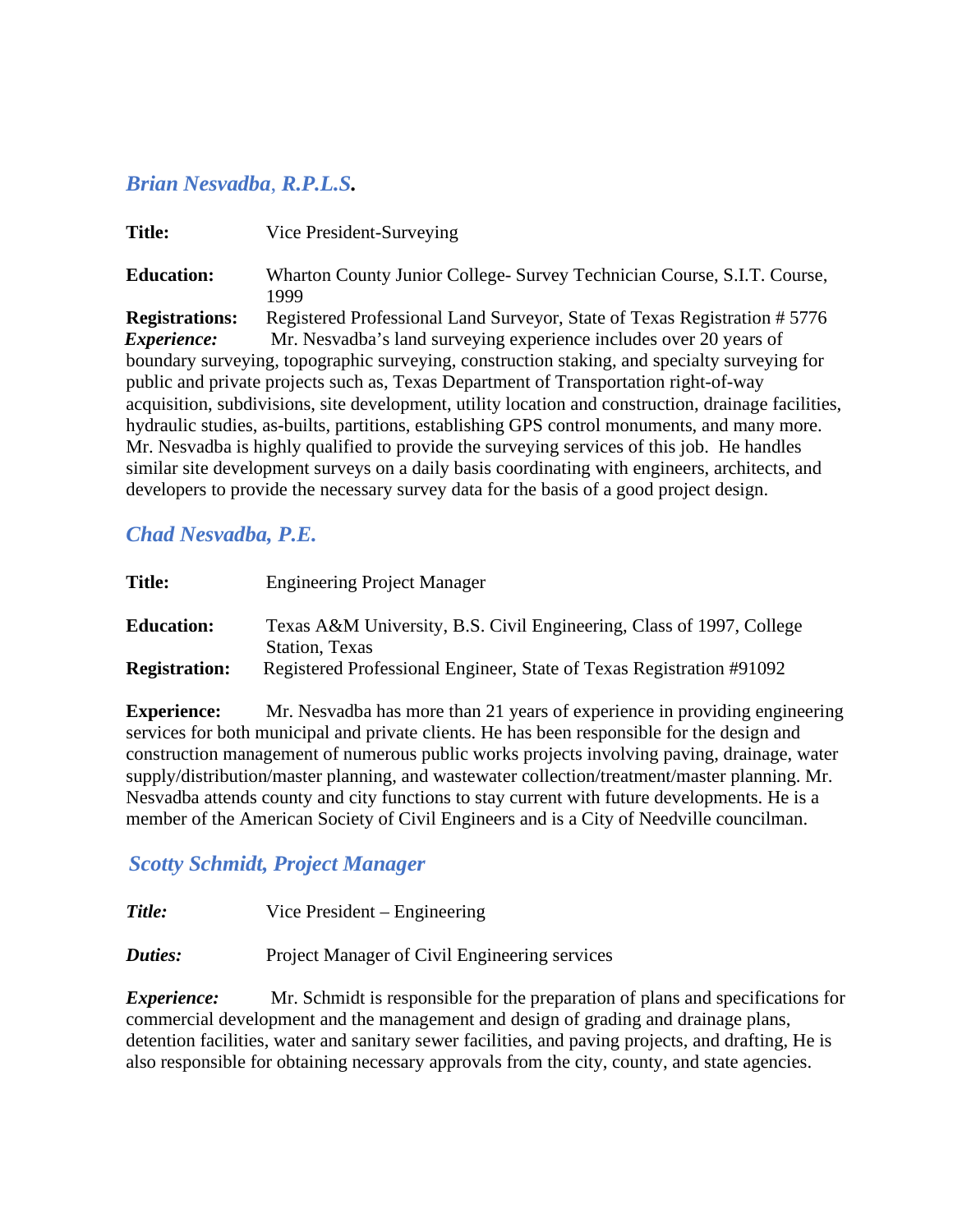### *Brian Nesvadba, R.P.L.S.*

**Title:** Vice President-Surveying

**Education:** Wharton County Junior College- Survey Technician Course, S.I.T. Course, 1999

**Registrations:** Registered Professional Land Surveyor, State of Texas Registration # 5776

***Experience:*** Mr. Nesvadba's land surveying experience includes over 20 years of boundary surveying, topographic surveying, construction staking, and specialty surveying for public and private projects such as, Texas Department of Transportation right-of-way acquisition, subdivisions, site development, utility location and construction, drainage facilities, hydraulic studies, as-builts, partitions, establishing GPS control monuments, and many more. Mr. Nesvadba is highly qualified to provide the surveying services of this job. He handles similar site development surveys on a daily basis coordinating with engineers, architects, and developers to provide the necessary survey data for the basis of a good project design.

### *Chad Nesvadba, P.E.*

**Title:** Engineering Project Manager

**Education:** Texas A&M University, B.S. Civil Engineering, Class of 1997, College Station, Texas

**Registration:** Registered Professional Engineer, State of Texas Registration #91092

**Experience:** Mr. Nesvadba has more than 21 years of experience in providing engineering services for both municipal and private clients. He has been responsible for the design and construction management of numerous public works projects involving paving, drainage, water supply/distribution/master planning, and wastewater collection/treatment/master planning. Mr. Nesvadba attends county and city functions to stay current with future developments. He is a member of the American Society of Civil Engineers and is a City of Needville councilman.

### *Scotty Schmidt, Project Manager*

***Title:*** Vice President – Engineering

***Duties:*** Project Manager of Civil Engineering services

***Experience:*** Mr. Schmidt is responsible for the preparation of plans and specifications for commercial development and the management and design of grading and drainage plans, detention facilities, water and sanitary sewer facilities, and paving projects, and drafting, He is also responsible for obtaining necessary approvals from the city, county, and state agencies.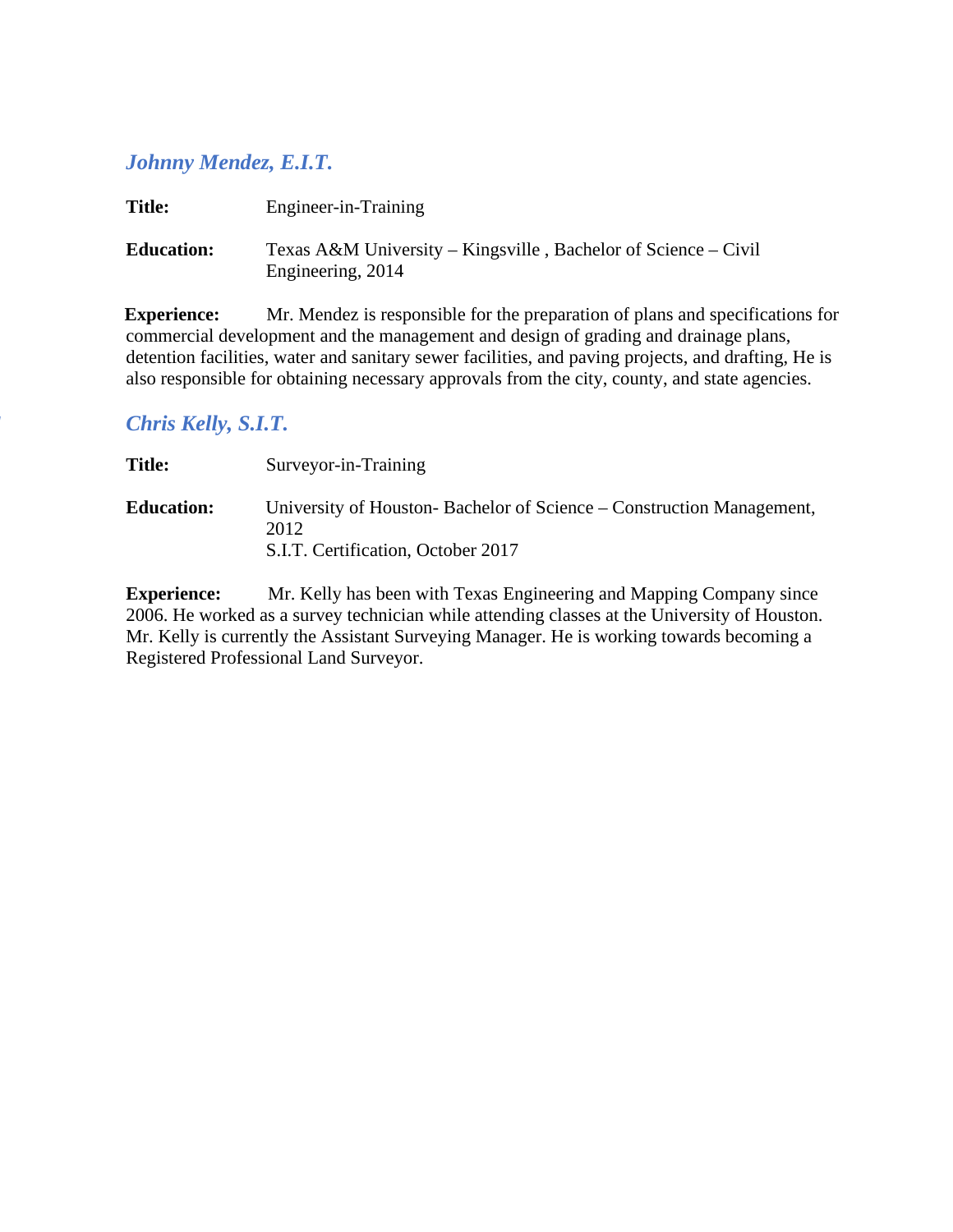## *Johnny Mendez, E.I.T.*

**Title:** Engineer-in-Training

**Education:** Texas A&M University – Kingsville , Bachelor of Science – Civil Engineering, 2014

**Experience:** Mr. Mendez is responsible for the preparation of plans and specifications for commercial development and the management and design of grading and drainage plans, detention facilities, water and sanitary sewer facilities, and paving projects, and drafting, He is also responsible for obtaining necessary approvals from the city, county, and state agencies.

## *Chris Kelly, S.I.T.*

**Title:** Surveyor-in-Training

**Education:** University of Houston- Bachelor of Science – Construction Management, 2012
S.I.T. Certification, October 2017

**Experience:** Mr. Kelly has been with Texas Engineering and Mapping Company since 2006. He worked as a survey technician while attending classes at the University of Houston. Mr. Kelly is currently the Assistant Surveying Manager. He is working towards becoming a Registered Professional Land Surveyor.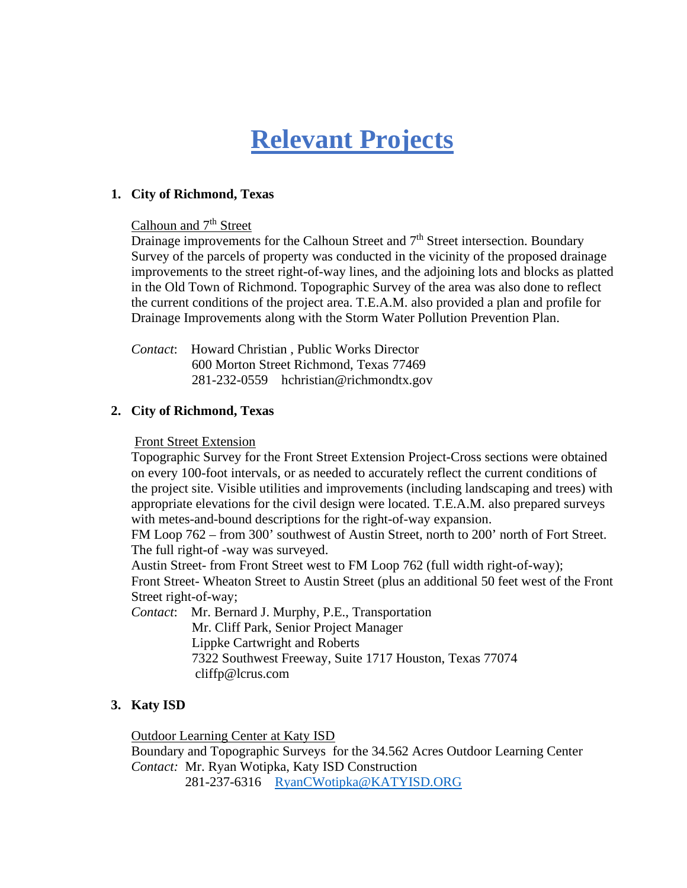# Relevant Projects

1. **City of Richmond, Texas**

   Calhoun and 7th Street
   Drainage improvements for the Calhoun Street and 7th Street intersection. Boundary Survey of the parcels of property was conducted in the vicinity of the proposed drainage improvements to the street right-of-way lines, and the adjoining lots and blocks as platted in the Old Town of Richmond. Topographic Survey of the area was also done to reflect the current conditions of the project area. T.E.A.M. also provided a plan and profile for Drainage Improvements along with the Storm Water Pollution Prevention Plan.

   *Contact*: Howard Christian , Public Works Director
   600 Morton Street Richmond, Texas 77469
   281-232-0559 hchristian@richmondtx.gov

2. **City of Richmond, Texas**

   Front Street Extension
   Topographic Survey for the Front Street Extension Project-Cross sections were obtained on every 100-foot intervals, or as needed to accurately reflect the current conditions of the project site. Visible utilities and improvements (including landscaping and trees) with appropriate elevations for the civil design were located. T.E.A.M. also prepared surveys with metes-and-bound descriptions for the right-of-way expansion.
   FM Loop 762 – from 300' southwest of Austin Street, north to 200' north of Fort Street. The full right-of -way was surveyed.
   Austin Street- from Front Street west to FM Loop 762 (full width right-of-way);
   Front Street- Wheaton Street to Austin Street (plus an additional 50 feet west of the Front Street right-of-way;
   *Contact*: Mr. Bernard J. Murphy, P.E., Transportation
   Mr. Cliff Park, Senior Project Manager
   Lippke Cartwright and Roberts
   7322 Southwest Freeway, Suite 1717 Houston, Texas 77074
   cliffp@lcrus.com

3. **Katy ISD**

   Outdoor Learning Center at Katy ISD
   Boundary and Topographic Surveys for the 34.562 Acres Outdoor Learning Center
   *Contact:* Mr. Ryan Wotipka, Katy ISD Construction
   281-237-6316 RyanCWotipka@KATYISD.ORG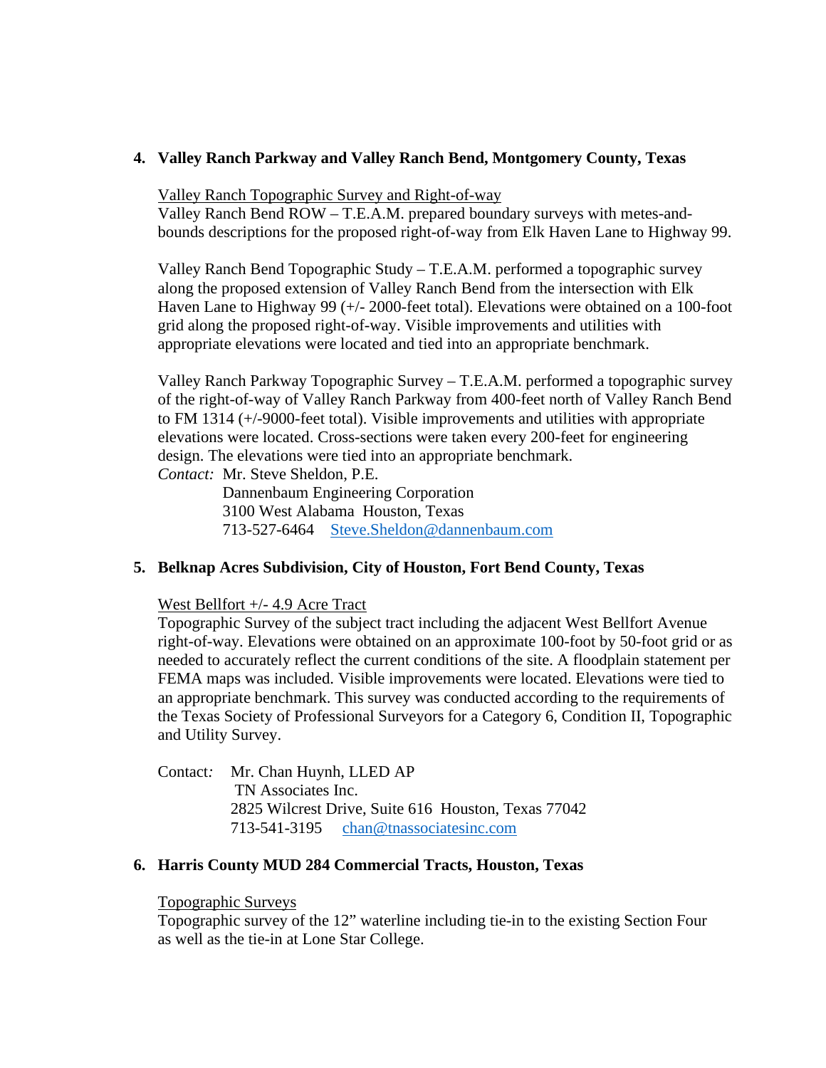4. **Valley Ranch Parkway and Valley Ranch Bend, Montgomery County, Texas**

   Valley Ranch Topographic Survey and Right-of-way
   Valley Ranch Bend ROW – T.E.A.M. prepared boundary surveys with metes-and-bounds descriptions for the proposed right-of-way from Elk Haven Lane to Highway 99.

   Valley Ranch Bend Topographic Study – T.E.A.M. performed a topographic survey along the proposed extension of Valley Ranch Bend from the intersection with Elk Haven Lane to Highway 99 (+/- 2000-feet total). Elevations were obtained on a 100-foot grid along the proposed right-of-way. Visible improvements and utilities with appropriate elevations were located and tied into an appropriate benchmark.

   Valley Ranch Parkway Topographic Survey – T.E.A.M. performed a topographic survey of the right-of-way of Valley Ranch Parkway from 400-feet north of Valley Ranch Bend to FM 1314 (+/-9000-feet total). Visible improvements and utilities with appropriate elevations were located. Cross-sections were taken every 200-feet for engineering design. The elevations were tied into an appropriate benchmark.
   *Contact:* Mr. Steve Sheldon, P.E.
   Dannenbaum Engineering Corporation
   3100 West Alabama Houston, Texas
   713-527-6464 Steve.Sheldon@dannenbaum.com

5. **Belknap Acres Subdivision, City of Houston, Fort Bend County, Texas**

   West Bellfort +/- 4.9 Acre Tract
   Topographic Survey of the subject tract including the adjacent West Bellfort Avenue right-of-way. Elevations were obtained on an approximate 100-foot by 50-foot grid or as needed to accurately reflect the current conditions of the site. A floodplain statement per FEMA maps was included. Visible improvements were located. Elevations were tied to an appropriate benchmark. This survey was conducted according to the requirements of the Texas Society of Professional Surveyors for a Category 6, Condition II, Topographic and Utility Survey.

   Contact: Mr. Chan Huynh, LLED AP
   TN Associates Inc.
   2825 Wilcrest Drive, Suite 616 Houston, Texas 77042
   713-541-3195 chan@tnassociatesinc.com

6. **Harris County MUD 284 Commercial Tracts, Houston, Texas**

   Topographic Surveys
   Topographic survey of the 12" waterline including tie-in to the existing Section Four as well as the tie-in at Lone Star College.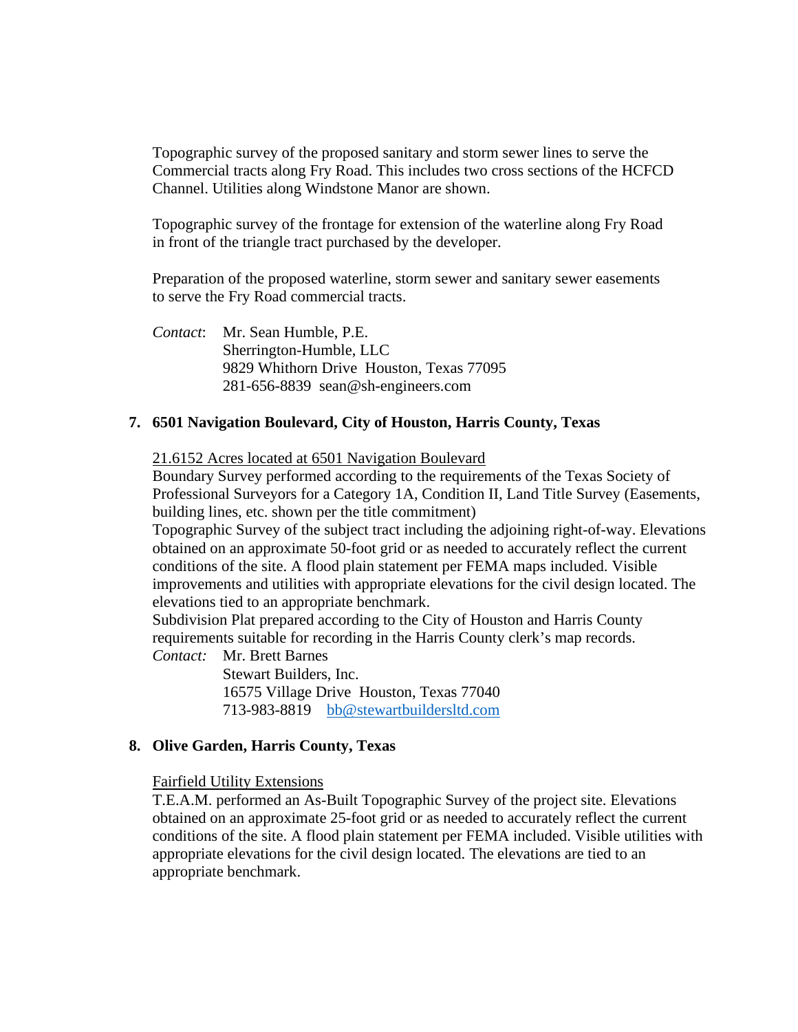Topographic survey of the proposed sanitary and storm sewer lines to serve the Commercial tracts along Fry Road. This includes two cross sections of the HCFCD Channel. Utilities along Windstone Manor are shown.

Topographic survey of the frontage for extension of the waterline along Fry Road in front of the triangle tract purchased by the developer.

Preparation of the proposed waterline, storm sewer and sanitary sewer easements to serve the Fry Road commercial tracts.

*Contact*: Mr. Sean Humble, P.E.
Sherrington-Humble, LLC
9829 Whithorn Drive Houston, Texas 77095
281-656-8839 sean@sh-engineers.com

**7. 6501 Navigation Boulevard, City of Houston, Harris County, Texas**

21.6152 Acres located at 6501 Navigation Boulevard

Boundary Survey performed according to the requirements of the Texas Society of Professional Surveyors for a Category 1A, Condition II, Land Title Survey (Easements, building lines, etc. shown per the title commitment)

Topographic Survey of the subject tract including the adjoining right-of-way. Elevations obtained on an approximate 50-foot grid or as needed to accurately reflect the current conditions of the site. A flood plain statement per FEMA maps included. Visible improvements and utilities with appropriate elevations for the civil design located. The elevations tied to an appropriate benchmark.

Subdivision Plat prepared according to the City of Houston and Harris County requirements suitable for recording in the Harris County clerk's map records.

*Contact:* Mr. Brett Barnes
Stewart Builders, Inc.
16575 Village Drive Houston, Texas 77040
713-983-8819 bb@stewartbuildersltd.com

**8. Olive Garden, Harris County, Texas**

Fairfield Utility Extensions

T.E.A.M. performed an As-Built Topographic Survey of the project site. Elevations obtained on an approximate 25-foot grid or as needed to accurately reflect the current conditions of the site. A flood plain statement per FEMA included. Visible utilities with appropriate elevations for the civil design located. The elevations are tied to an appropriate benchmark.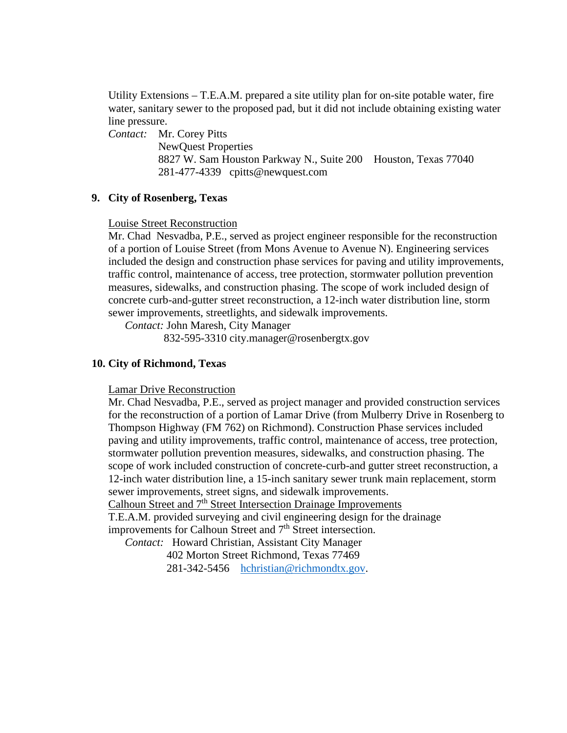Utility Extensions – T.E.A.M. prepared a site utility plan for on-site potable water, fire water, sanitary sewer to the proposed pad, but it did not include obtaining existing water line pressure.

*Contact:* Mr. Corey Pitts
NewQuest Properties
8827 W. Sam Houston Parkway N., Suite 200 Houston, Texas 77040
281-477-4339 cpitts@newquest.com

**9. City of Rosenberg, Texas**

Louise Street Reconstruction

Mr. Chad Nesvadba, P.E., served as project engineer responsible for the reconstruction of a portion of Louise Street (from Mons Avenue to Avenue N). Engineering services included the design and construction phase services for paving and utility improvements, traffic control, maintenance of access, tree protection, stormwater pollution prevention measures, sidewalks, and construction phasing. The scope of work included design of concrete curb-and-gutter street reconstruction, a 12-inch water distribution line, storm sewer improvements, streetlights, and sidewalk improvements.

*Contact:* John Maresh, City Manager
832-595-3310 city.manager@rosenbergtx.gov

**10. City of Richmond, Texas**

Lamar Drive Reconstruction

Mr. Chad Nesvadba, P.E., served as project manager and provided construction services for the reconstruction of a portion of Lamar Drive (from Mulberry Drive in Rosenberg to Thompson Highway (FM 762) on Richmond). Construction Phase services included paving and utility improvements, traffic control, maintenance of access, tree protection, stormwater pollution prevention measures, sidewalks, and construction phasing. The scope of work included construction of concrete-curb-and gutter street reconstruction, a 12-inch water distribution line, a 15-inch sanitary sewer trunk main replacement, storm sewer improvements, street signs, and sidewalk improvements.

Calhoun Street and 7th Street Intersection Drainage Improvements

T.E.A.M. provided surveying and civil engineering design for the drainage improvements for Calhoun Street and 7th Street intersection.

*Contact:* Howard Christian, Assistant City Manager
402 Morton Street Richmond, Texas 77469
281-342-5456 hchristian@richmondtx.gov.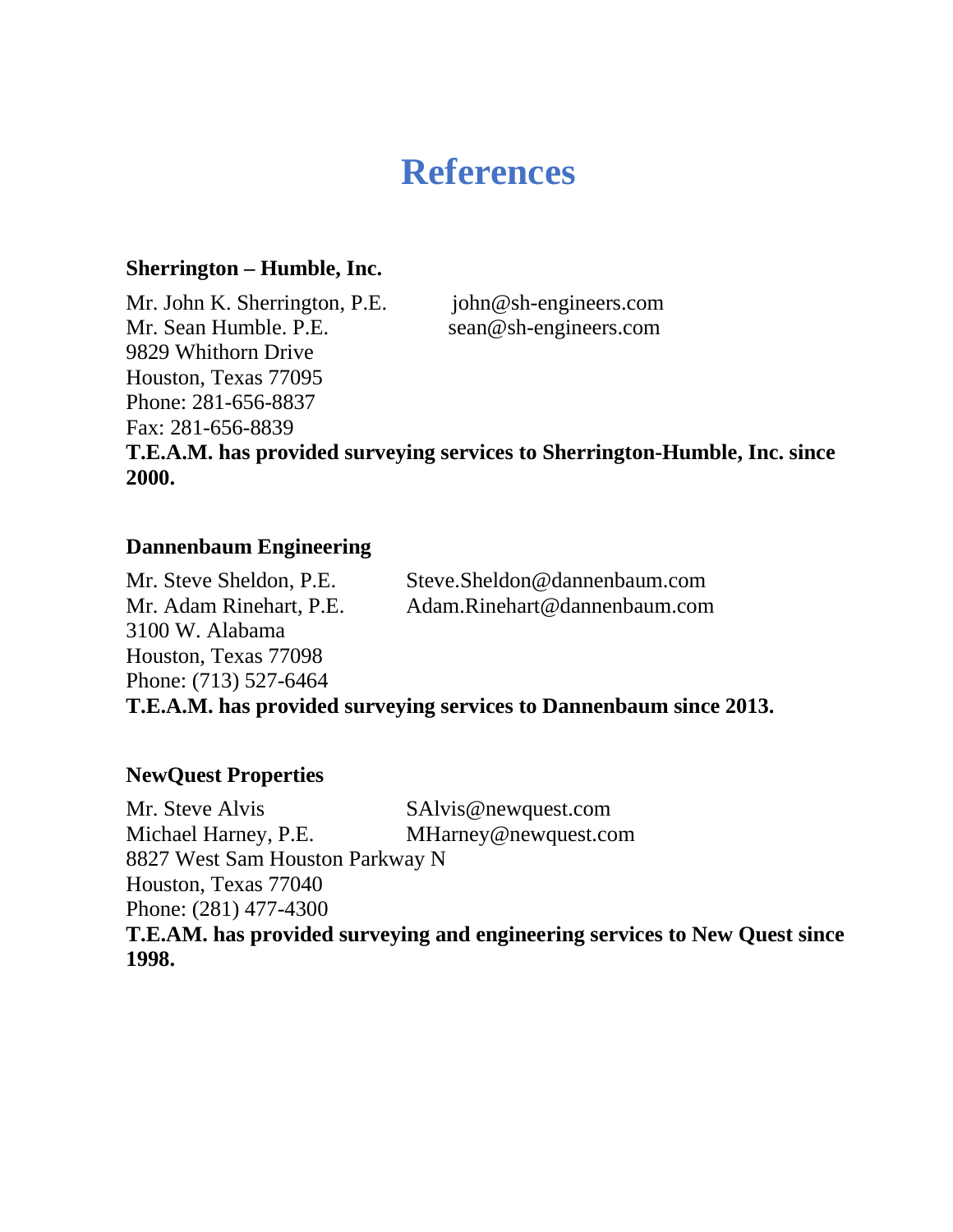# References

**Sherrington – Humble, Inc.**

Mr. John K. Sherrington, P.E. john@sh-engineers.com
Mr. Sean Humble. P.E. sean@sh-engineers.com
9829 Whithorn Drive
Houston, Texas 77095
Phone: 281-656-8837
Fax: 281-656-8839
**T.E.A.M. has provided surveying services to Sherrington-Humble, Inc. since 2000.**

**Dannenbaum Engineering**

Mr. Steve Sheldon, P.E. Steve.Sheldon@dannenbaum.com
Mr. Adam Rinehart, P.E. Adam.Rinehart@dannenbaum.com
3100 W. Alabama
Houston, Texas 77098
Phone: (713) 527-6464
**T.E.A.M. has provided surveying services to Dannenbaum since 2013.**

**NewQuest Properties**

Mr. Steve Alvis SAlvis@newquest.com
Michael Harney, P.E. MHarney@newquest.com
8827 West Sam Houston Parkway N
Houston, Texas 77040
Phone: (281) 477-4300
**T.E.AM. has provided surveying and engineering services to New Quest since 1998.**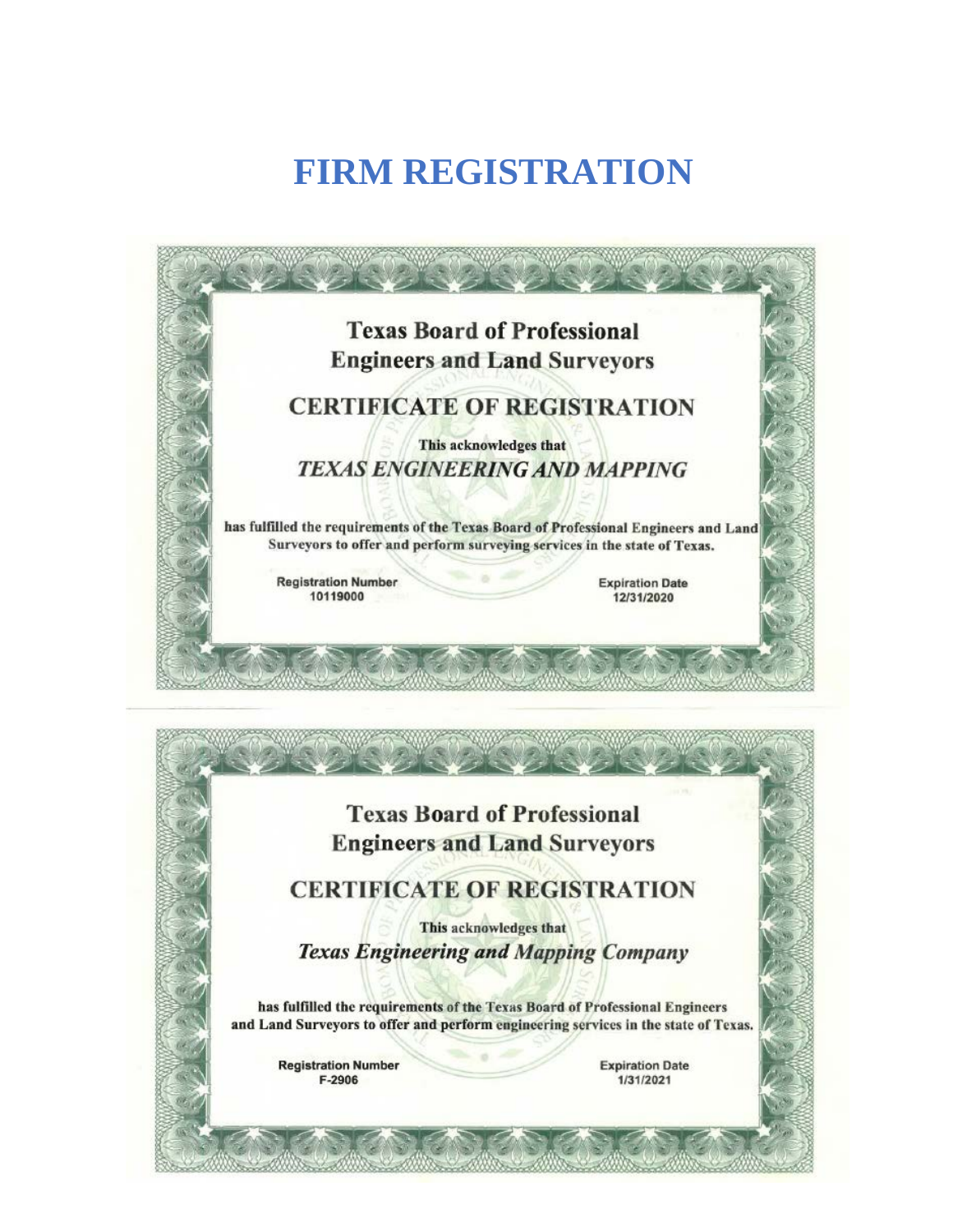# FIRM REGISTRATION

**Texas Board of Professional Engineers and Land Surveyors**

**CERTIFICATE OF REGISTRATION**

**This acknowledges that**

***TEXAS ENGINEERING AND MAPPING***

**has fulfilled the requirements of the Texas Board of Professional Engineers and Land Surveyors to offer and perform surveying services in the state of Texas.**

**Registration Number**
10119000

**Expiration Date**
12/31/2020

---

**Texas Board of Professional Engineers and Land Surveyors**

**CERTIFICATE OF REGISTRATION**

**This acknowledges that**

***Texas Engineering and Mapping Company***

**has fulfilled the requirements of the Texas Board of Professional Engineers and Land Surveyors to offer and perform engineering services in the state of Texas.**

**Registration Number**
F-2906

**Expiration Date**
1/31/2021